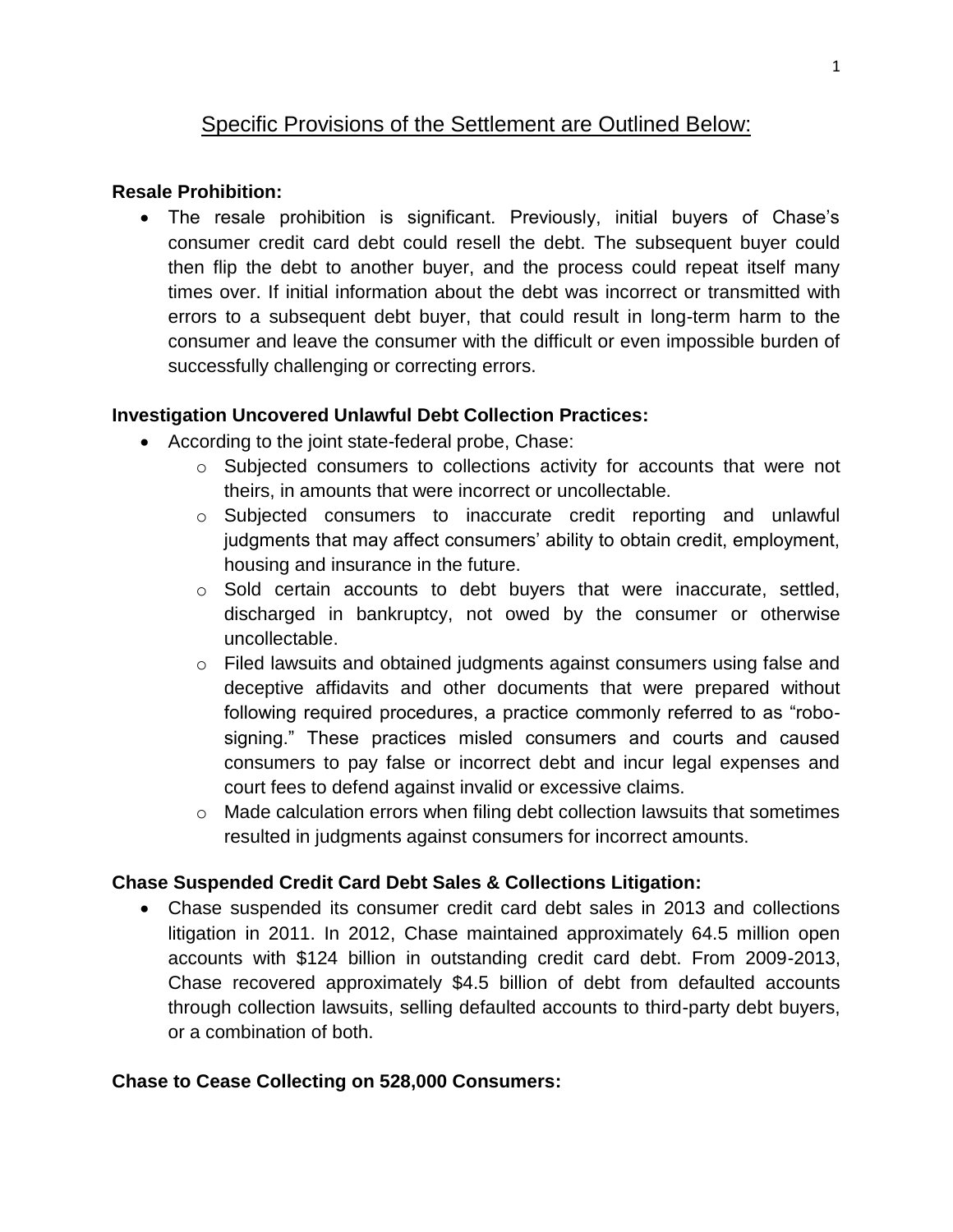# Specific Provisions of the Settlement are Outlined Below:

**Resale Prohibition:**

- The resale prohibition is significant. Previously, initial buyers of Chase's consumer credit card debt could resell the debt. The subsequent buyer could then flip the debt to another buyer, and the process could repeat itself many times over. If initial information about the debt was incorrect or transmitted with errors to a subsequent debt buyer, that could result in long-term harm to the consumer and leave the consumer with the difficult or even impossible burden of successfully challenging or correcting errors.

**Investigation Uncovered Unlawful Debt Collection Practices:**

- According to the joint state-federal probe, Chase:
    - Subjected consumers to collections activity for accounts that were not theirs, in amounts that were incorrect or uncollectable.
    - Subjected consumers to inaccurate credit reporting and unlawful judgments that may affect consumers' ability to obtain credit, employment, housing and insurance in the future.
    - Sold certain accounts to debt buyers that were inaccurate, settled, discharged in bankruptcy, not owed by the consumer or otherwise uncollectable.
    - Filed lawsuits and obtained judgments against consumers using false and deceptive affidavits and other documents that were prepared without following required procedures, a practice commonly referred to as "robo-signing." These practices misled consumers and courts and caused consumers to pay false or incorrect debt and incur legal expenses and court fees to defend against invalid or excessive claims.
    - Made calculation errors when filing debt collection lawsuits that sometimes resulted in judgments against consumers for incorrect amounts.

**Chase Suspended Credit Card Debt Sales & Collections Litigation:**

- Chase suspended its consumer credit card debt sales in 2013 and collections litigation in 2011. In 2012, Chase maintained approximately 64.5 million open accounts with $124 billion in outstanding credit card debt. From 2009-2013, Chase recovered approximately $4.5 billion of debt from defaulted accounts through collection lawsuits, selling defaulted accounts to third-party debt buyers, or a combination of both.

**Chase to Cease Collecting on 528,000 Consumers:**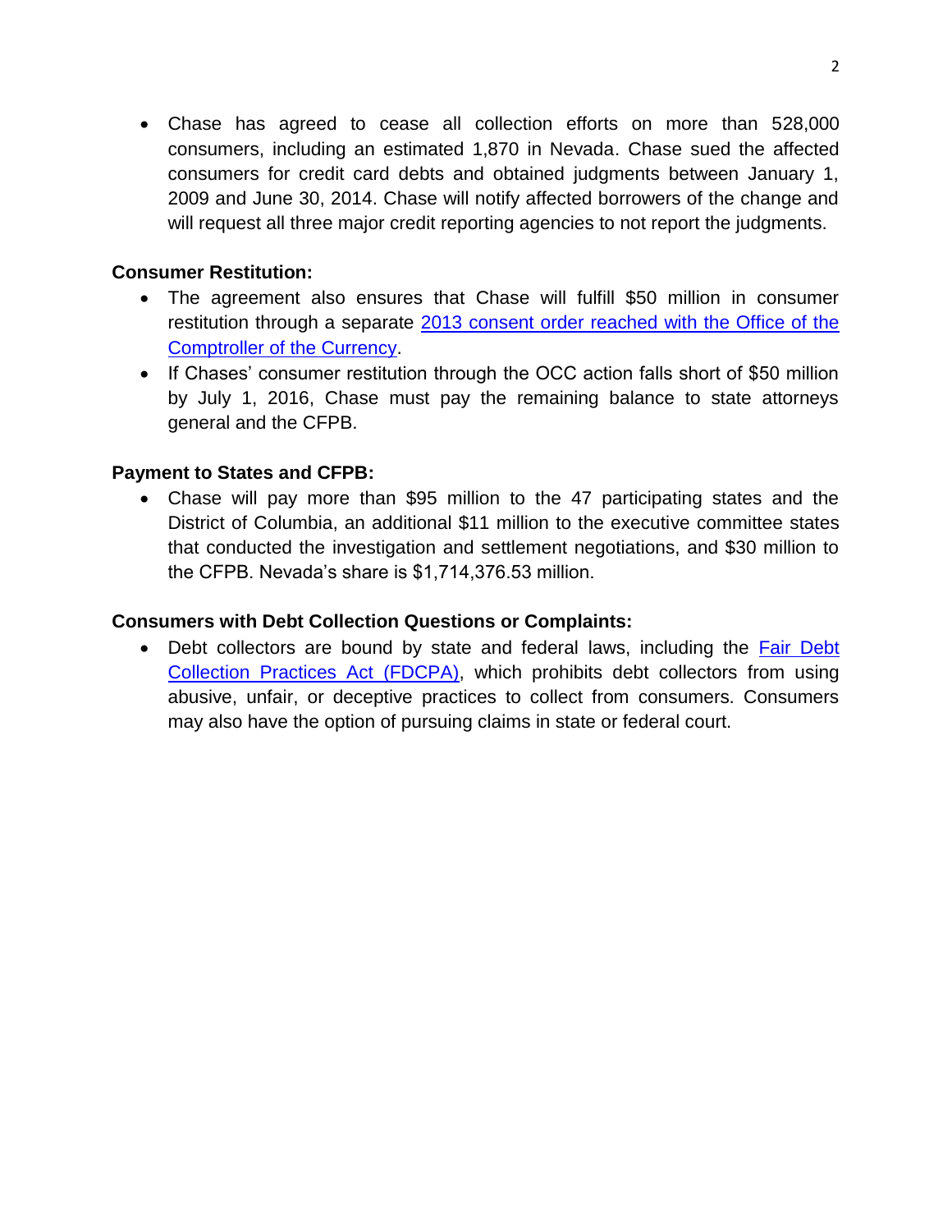- Chase has agreed to cease all collection efforts on more than 528,000 consumers, including an estimated 1,870 in Nevada. Chase sued the affected consumers for credit card debts and obtained judgments between January 1, 2009 and June 30, 2014. Chase will notify affected borrowers of the change and will request all three major credit reporting agencies to not report the judgments.

**Consumer Restitution:**

- The agreement also ensures that Chase will fulfill $50 million in consumer restitution through a separate 2013 consent order reached with the Office of the Comptroller of the Currency.
- If Chases' consumer restitution through the OCC action falls short of $50 million by July 1, 2016, Chase must pay the remaining balance to state attorneys general and the CFPB.

**Payment to States and CFPB:**

- Chase will pay more than $95 million to the 47 participating states and the District of Columbia, an additional $11 million to the executive committee states that conducted the investigation and settlement negotiations, and $30 million to the CFPB. Nevada's share is $1,714,376.53 million.

**Consumers with Debt Collection Questions or Complaints:**

- Debt collectors are bound by state and federal laws, including the Fair Debt Collection Practices Act (FDCPA), which prohibits debt collectors from using abusive, unfair, or deceptive practices to collect from consumers. Consumers may also have the option of pursuing claims in state or federal court.